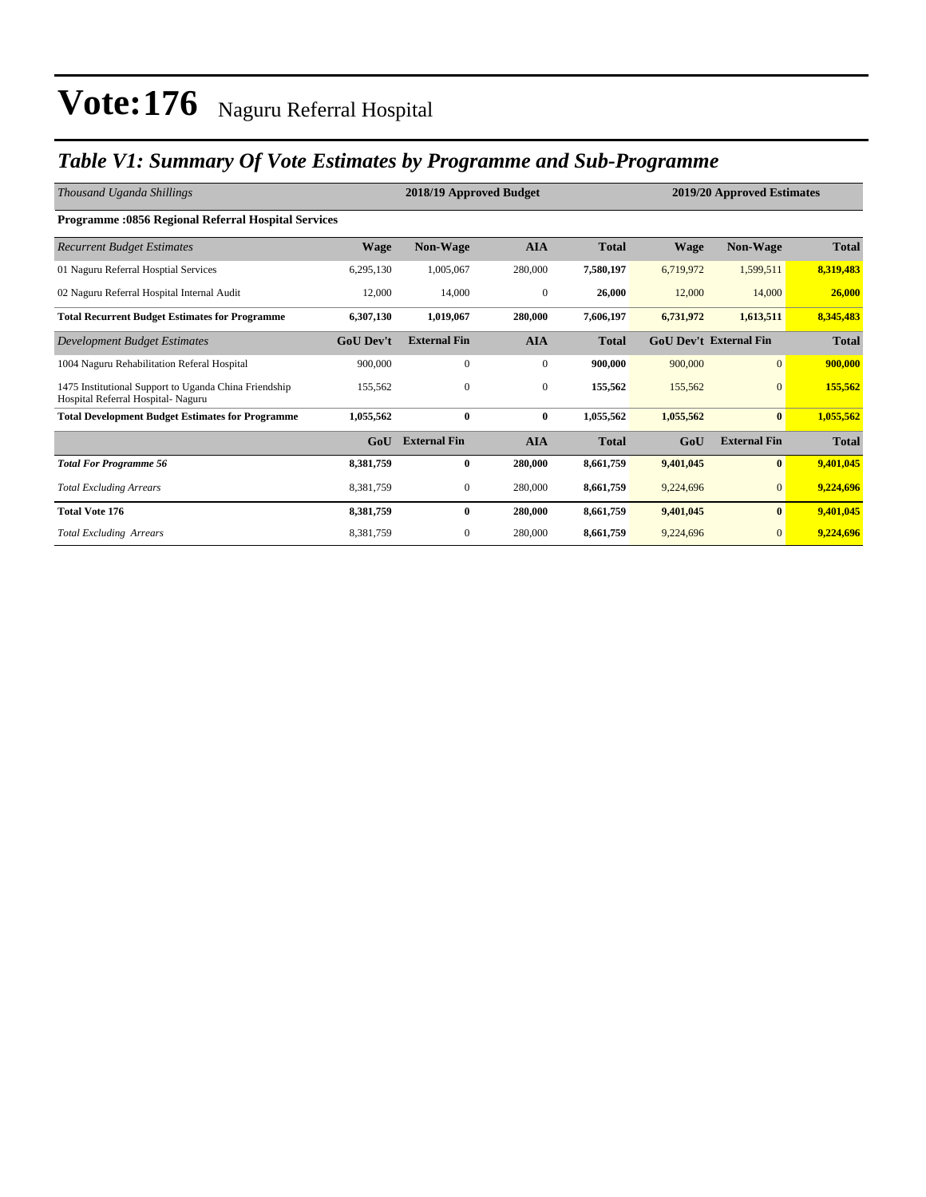# Vote:176 Naguru Referral Hospital

## *Table V1: Summary Of Vote Estimates by Programme and Sub-Programme*

| *Thousand Uganda Shillings* | 2018/19 Approved Budget | | | | 2019/20 Approved Estimates | | |
|---|---|---|---|---|---|---|---|
| **Programme :0856 Regional Referral Hospital Services** | | | | | | | |
| *Recurrent Budget Estimates* | **Wage** | **Non-Wage** | **AIA** | **Total** | **Wage** | **Non-Wage** | **Total** |
| 01 Naguru Referral Hosptial Services | 6,295,130 | 1,005,067 | 280,000 | **7,580,197** | 6,719,972 | 1,599,511 | **8,319,483** |
| 02 Naguru Referral Hospital Internal Audit | 12,000 | 14,000 | 0 | **26,000** | 12,000 | 14,000 | **26,000** |
| **Total Recurrent Budget Estimates for Programme** | **6,307,130** | **1,019,067** | **280,000** | **7,606,197** | **6,731,972** | **1,613,511** | **8,345,483** |
| *Development Budget Estimates* | **GoU Dev't** | **External Fin** | **AIA** | **Total** | **GoU Dev't** | **External Fin** | **Total** |
| 1004 Naguru Rehabilitation Referal Hospital | 900,000 | 0 | 0 | **900,000** | 900,000 | 0 | **900,000** |
| 1475 Institutional Support to Uganda China Friendship Hospital Referral Hospital- Naguru | 155,562 | 0 | 0 | **155,562** | 155,562 | 0 | **155,562** |
| **Total Development Budget Estimates for Programme** | **1,055,562** | **0** | **0** | **1,055,562** | **1,055,562** | **0** | **1,055,562** |
| | **GoU** | **External Fin** | **AIA** | **Total** | **GoU** | **External Fin** | **Total** |
| ***Total For Programme 56*** | **8,381,759** | **0** | **280,000** | **8,661,759** | **9,401,045** | **0** | **9,401,045** |
| *Total Excluding Arrears* | 8,381,759 | 0 | 280,000 | **8,661,759** | 9,224,696 | 0 | **9,224,696** |
| **Total Vote 176** | **8,381,759** | **0** | **280,000** | **8,661,759** | **9,401,045** | **0** | **9,401,045** |
| *Total Excluding Arrears* | 8,381,759 | 0 | 280,000 | **8,661,759** | 9,224,696 | 0 | **9,224,696** |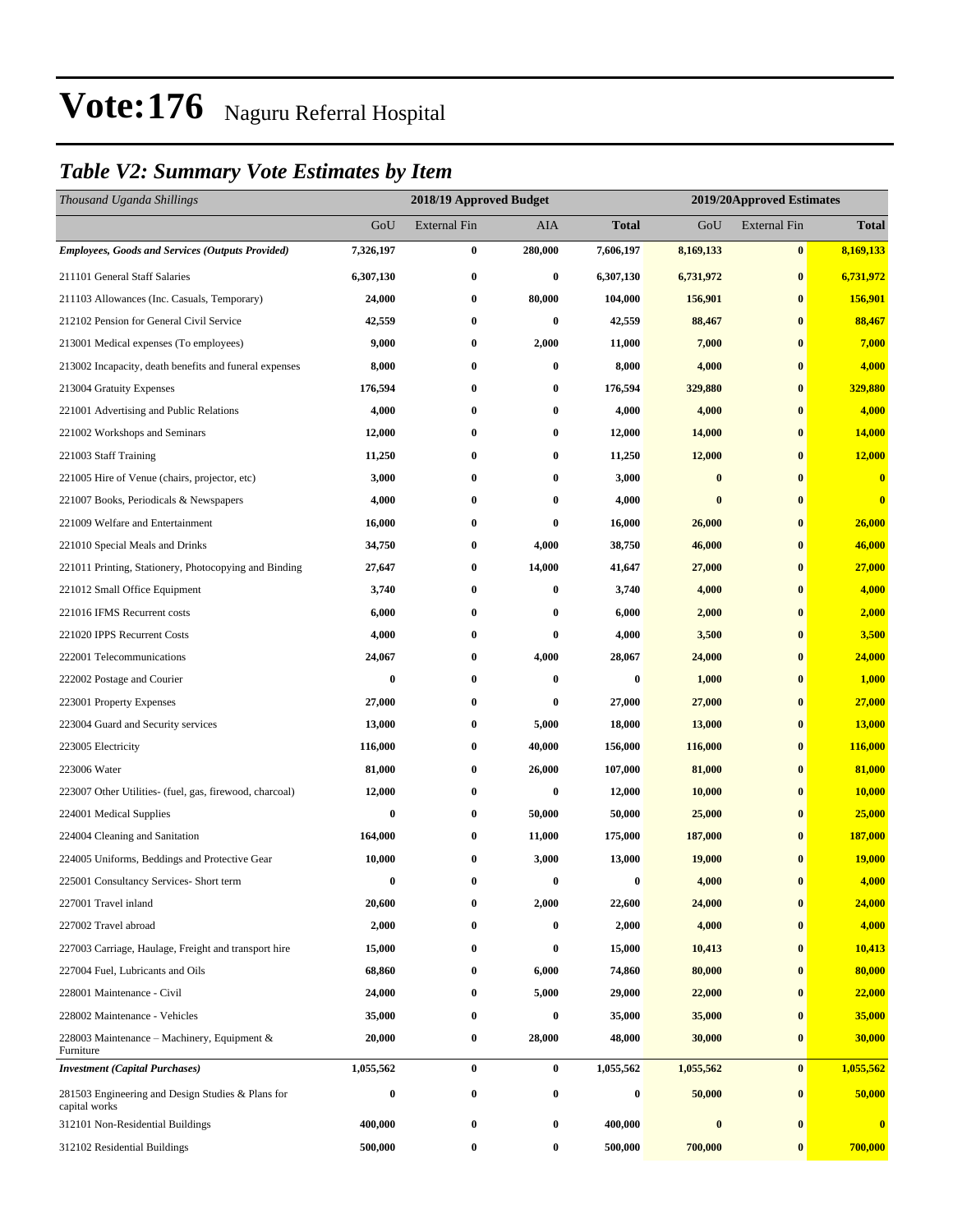# Vote:176 Naguru Referral Hospital

## *Table V2: Summary Vote Estimates by Item*

| *Thousand Uganda Shillings* | 2018/19 Approved Budget | | | | 2019/20Approved Estimates | | |
|---|---|---|---|---|---|---|---|
| | GoU | External Fin | AIA | **Total** | GoU | External Fin | **Total** |
| ***Employees, Goods and Services (Outputs Provided)*** | **7,326,197** | **0** | **280,000** | **7,606,197** | **8,169,133** | **0** | **8,169,133** |
| 211101 General Staff Salaries | **6,307,130** | **0** | **0** | **6,307,130** | **6,731,972** | **0** | **6,731,972** |
| 211103 Allowances (Inc. Casuals, Temporary) | **24,000** | **0** | **80,000** | **104,000** | **156,901** | **0** | **156,901** |
| 212102 Pension for General Civil Service | **42,559** | **0** | **0** | **42,559** | **88,467** | **0** | **88,467** |
| 213001 Medical expenses (To employees) | **9,000** | **0** | **2,000** | **11,000** | **7,000** | **0** | **7,000** |
| 213002 Incapacity, death benefits and funeral expenses | **8,000** | **0** | **0** | **8,000** | **4,000** | **0** | **4,000** |
| 213004 Gratuity Expenses | **176,594** | **0** | **0** | **176,594** | **329,880** | **0** | **329,880** |
| 221001 Advertising and Public Relations | **4,000** | **0** | **0** | **4,000** | **4,000** | **0** | **4,000** |
| 221002 Workshops and Seminars | **12,000** | **0** | **0** | **12,000** | **14,000** | **0** | **14,000** |
| 221003 Staff Training | **11,250** | **0** | **0** | **11,250** | **12,000** | **0** | **12,000** |
| 221005 Hire of Venue (chairs, projector, etc) | **3,000** | **0** | **0** | **3,000** | **0** | **0** | **0** |
| 221007 Books, Periodicals & Newspapers | **4,000** | **0** | **0** | **4,000** | **0** | **0** | **0** |
| 221009 Welfare and Entertainment | **16,000** | **0** | **0** | **16,000** | **26,000** | **0** | **26,000** |
| 221010 Special Meals and Drinks | **34,750** | **0** | **4,000** | **38,750** | **46,000** | **0** | **46,000** |
| 221011 Printing, Stationery, Photocopying and Binding | **27,647** | **0** | **14,000** | **41,647** | **27,000** | **0** | **27,000** |
| 221012 Small Office Equipment | **3,740** | **0** | **0** | **3,740** | **4,000** | **0** | **4,000** |
| 221016 IFMS Recurrent costs | **6,000** | **0** | **0** | **6,000** | **2,000** | **0** | **2,000** |
| 221020 IPPS Recurrent Costs | **4,000** | **0** | **0** | **4,000** | **3,500** | **0** | **3,500** |
| 222001 Telecommunications | **24,067** | **0** | **4,000** | **28,067** | **24,000** | **0** | **24,000** |
| 222002 Postage and Courier | **0** | **0** | **0** | **0** | **1,000** | **0** | **1,000** |
| 223001 Property Expenses | **27,000** | **0** | **0** | **27,000** | **27,000** | **0** | **27,000** |
| 223004 Guard and Security services | **13,000** | **0** | **5,000** | **18,000** | **13,000** | **0** | **13,000** |
| 223005 Electricity | **116,000** | **0** | **40,000** | **156,000** | **116,000** | **0** | **116,000** |
| 223006 Water | **81,000** | **0** | **26,000** | **107,000** | **81,000** | **0** | **81,000** |
| 223007 Other Utilities- (fuel, gas, firewood, charcoal) | **12,000** | **0** | **0** | **12,000** | **10,000** | **0** | **10,000** |
| 224001 Medical Supplies | **0** | **0** | **50,000** | **50,000** | **25,000** | **0** | **25,000** |
| 224004 Cleaning and Sanitation | **164,000** | **0** | **11,000** | **175,000** | **187,000** | **0** | **187,000** |
| 224005 Uniforms, Beddings and Protective Gear | **10,000** | **0** | **3,000** | **13,000** | **19,000** | **0** | **19,000** |
| 225001 Consultancy Services- Short term | **0** | **0** | **0** | **0** | **4,000** | **0** | **4,000** |
| 227001 Travel inland | **20,600** | **0** | **2,000** | **22,600** | **24,000** | **0** | **24,000** |
| 227002 Travel abroad | **2,000** | **0** | **0** | **2,000** | **4,000** | **0** | **4,000** |
| 227003 Carriage, Haulage, Freight and transport hire | **15,000** | **0** | **0** | **15,000** | **10,413** | **0** | **10,413** |
| 227004 Fuel, Lubricants and Oils | **68,860** | **0** | **6,000** | **74,860** | **80,000** | **0** | **80,000** |
| 228001 Maintenance - Civil | **24,000** | **0** | **5,000** | **29,000** | **22,000** | **0** | **22,000** |
| 228002 Maintenance - Vehicles | **35,000** | **0** | **0** | **35,000** | **35,000** | **0** | **35,000** |
| 228003 Maintenance – Machinery, Equipment & Furniture | **20,000** | **0** | **28,000** | **48,000** | **30,000** | **0** | **30,000** |
| ***Investment (Capital Purchases)*** | **1,055,562** | **0** | **0** | **1,055,562** | **1,055,562** | **0** | **1,055,562** |
| 281503 Engineering and Design Studies & Plans for capital works | **0** | **0** | **0** | **0** | **50,000** | **0** | **50,000** |
| 312101 Non-Residential Buildings | **400,000** | **0** | **0** | **400,000** | **0** | **0** | **0** |
| 312102 Residential Buildings | **500,000** | **0** | **0** | **500,000** | **700,000** | **0** | **700,000** |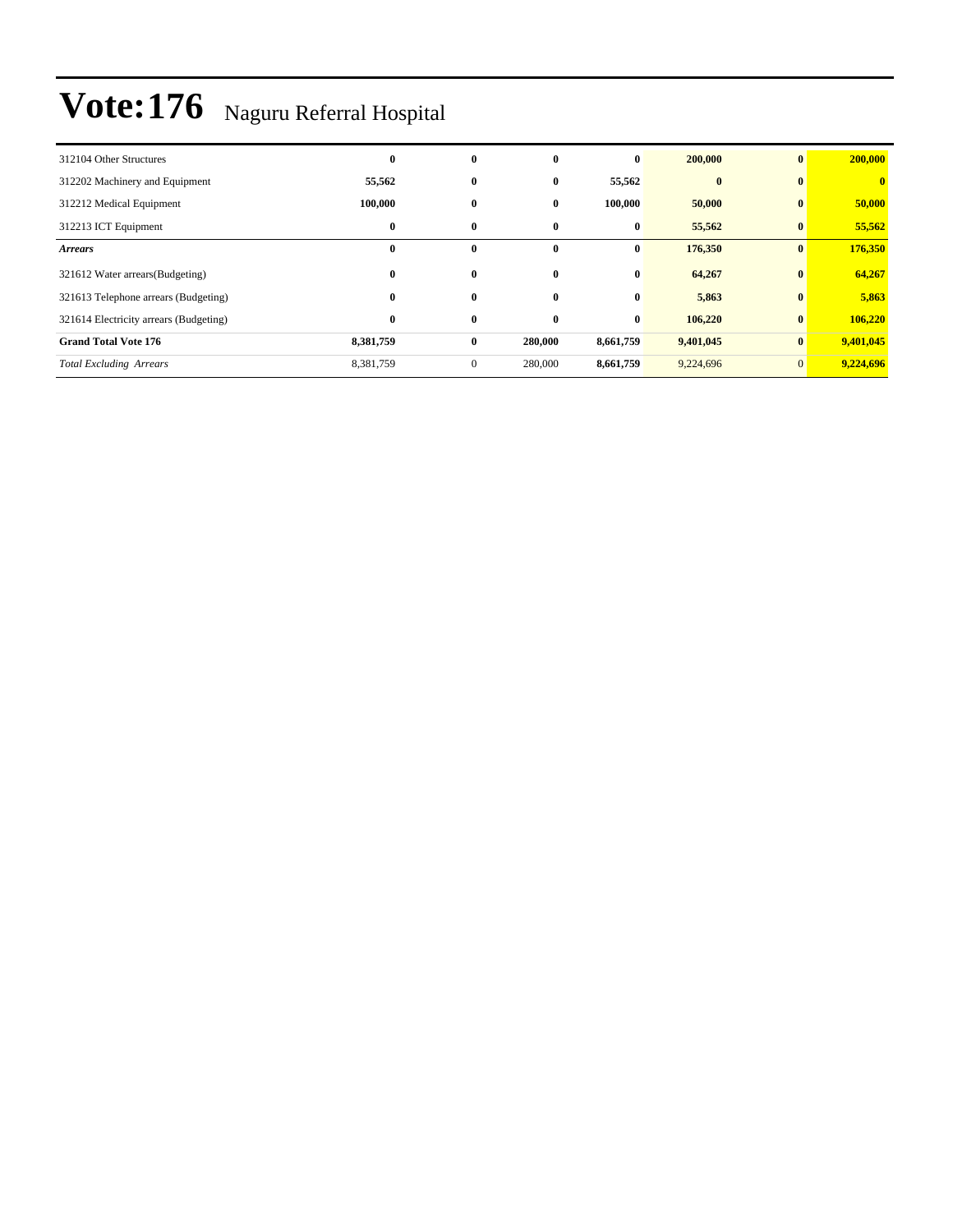# Vote:176 Naguru Referral Hospital

| | | | | | | | |
|---|---|---|---|---|---|---|---|
| 312104 Other Structures | **0** | **0** | **0** | **0** | **200,000** | **0** | **200,000** |
| 312202 Machinery and Equipment | **55,562** | **0** | **0** | **55,562** | **0** | **0** | **0** |
| 312212 Medical Equipment | **100,000** | **0** | **0** | **100,000** | **50,000** | **0** | **50,000** |
| 312213 ICT Equipment | **0** | **0** | **0** | **0** | **55,562** | **0** | **55,562** |
| ***Arrears*** | **0** | **0** | **0** | **0** | **176,350** | **0** | **176,350** |
| 321612 Water arrears(Budgeting) | **0** | **0** | **0** | **0** | **64,267** | **0** | **64,267** |
| 321613 Telephone arrears (Budgeting) | **0** | **0** | **0** | **0** | **5,863** | **0** | **5,863** |
| 321614 Electricity arrears (Budgeting) | **0** | **0** | **0** | **0** | **106,220** | **0** | **106,220** |
| **Grand Total Vote 176** | **8,381,759** | **0** | **280,000** | **8,661,759** | **9,401,045** | **0** | **9,401,045** |
| *Total Excluding Arrears* | 8,381,759 | 0 | 280,000 | **8,661,759** | 9,224,696 | 0 | **9,224,696** |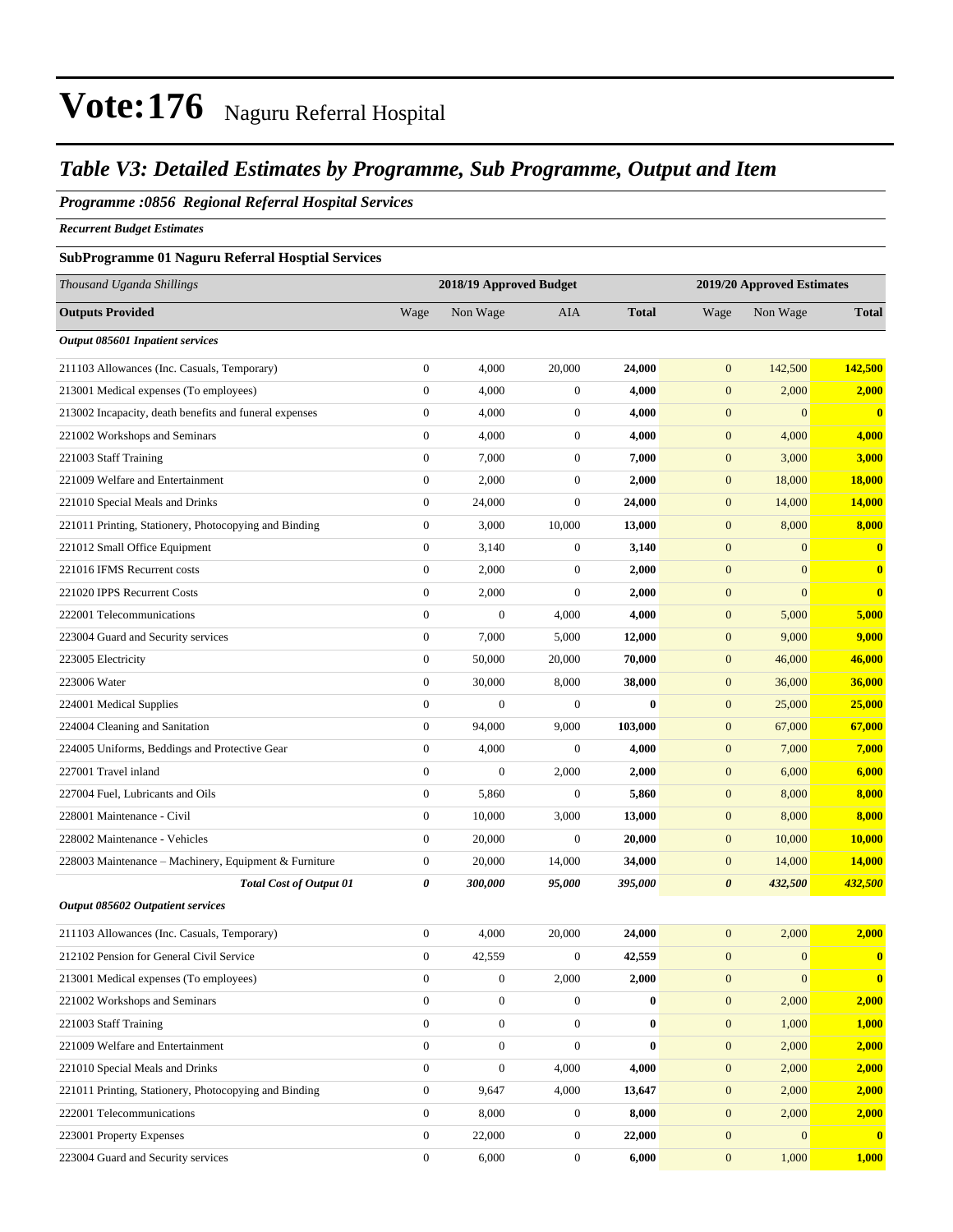# Vote:176 Naguru Referral Hospital

## *Table V3: Detailed Estimates by Programme, Sub Programme, Output and Item*

### *Programme :0856 Regional Referral Hospital Services*

***Recurrent Budget Estimates***

**SubProgramme 01 Naguru Referral Hosptial Services**

| *Thousand Uganda Shillings* | 2018/19 Approved Budget | | | | 2019/20 Approved Estimates | | |
|---|---|---|---|---|---|---|---|
| **Outputs Provided** | Wage | Non Wage | AIA | **Total** | Wage | Non Wage | **Total** |
| ***Output 085601 Inpatient services*** | | | | | | | |
| 211103 Allowances (Inc. Casuals, Temporary) | 0 | 4,000 | 20,000 | **24,000** | 0 | 142,500 | **142,500** |
| 213001 Medical expenses (To employees) | 0 | 4,000 | 0 | **4,000** | 0 | 2,000 | **2,000** |
| 213002 Incapacity, death benefits and funeral expenses | 0 | 4,000 | 0 | **4,000** | 0 | 0 | **0** |
| 221002 Workshops and Seminars | 0 | 4,000 | 0 | **4,000** | 0 | 4,000 | **4,000** |
| 221003 Staff Training | 0 | 7,000 | 0 | **7,000** | 0 | 3,000 | **3,000** |
| 221009 Welfare and Entertainment | 0 | 2,000 | 0 | **2,000** | 0 | 18,000 | **18,000** |
| 221010 Special Meals and Drinks | 0 | 24,000 | 0 | **24,000** | 0 | 14,000 | **14,000** |
| 221011 Printing, Stationery, Photocopying and Binding | 0 | 3,000 | 10,000 | **13,000** | 0 | 8,000 | **8,000** |
| 221012 Small Office Equipment | 0 | 3,140 | 0 | **3,140** | 0 | 0 | **0** |
| 221016 IFMS Recurrent costs | 0 | 2,000 | 0 | **2,000** | 0 | 0 | **0** |
| 221020 IPPS Recurrent Costs | 0 | 2,000 | 0 | **2,000** | 0 | 0 | **0** |
| 222001 Telecommunications | 0 | 0 | 4,000 | **4,000** | 0 | 5,000 | **5,000** |
| 223004 Guard and Security services | 0 | 7,000 | 5,000 | **12,000** | 0 | 9,000 | **9,000** |
| 223005 Electricity | 0 | 50,000 | 20,000 | **70,000** | 0 | 46,000 | **46,000** |
| 223006 Water | 0 | 30,000 | 8,000 | **38,000** | 0 | 36,000 | **36,000** |
| 224001 Medical Supplies | 0 | 0 | 0 | **0** | 0 | 25,000 | **25,000** |
| 224004 Cleaning and Sanitation | 0 | 94,000 | 9,000 | **103,000** | 0 | 67,000 | **67,000** |
| 224005 Uniforms, Beddings and Protective Gear | 0 | 4,000 | 0 | **4,000** | 0 | 7,000 | **7,000** |
| 227001 Travel inland | 0 | 0 | 2,000 | **2,000** | 0 | 6,000 | **6,000** |
| 227004 Fuel, Lubricants and Oils | 0 | 5,860 | 0 | **5,860** | 0 | 8,000 | **8,000** |
| 228001 Maintenance - Civil | 0 | 10,000 | 3,000 | **13,000** | 0 | 8,000 | **8,000** |
| 228002 Maintenance - Vehicles | 0 | 20,000 | 0 | **20,000** | 0 | 10,000 | **10,000** |
| 228003 Maintenance – Machinery, Equipment & Furniture | 0 | 20,000 | 14,000 | **34,000** | 0 | 14,000 | **14,000** |
| ***Total Cost of Output 01*** | ***0*** | ***300,000*** | ***95,000*** | ***395,000*** | ***0*** | ***432,500*** | ***432,500*** |
| ***Output 085602 Outpatient services*** | | | | | | | |
| 211103 Allowances (Inc. Casuals, Temporary) | 0 | 4,000 | 20,000 | **24,000** | 0 | 2,000 | **2,000** |
| 212102 Pension for General Civil Service | 0 | 42,559 | 0 | **42,559** | 0 | 0 | **0** |
| 213001 Medical expenses (To employees) | 0 | 0 | 2,000 | **2,000** | 0 | 0 | **0** |
| 221002 Workshops and Seminars | 0 | 0 | 0 | **0** | 0 | 2,000 | **2,000** |
| 221003 Staff Training | 0 | 0 | 0 | **0** | 0 | 1,000 | **1,000** |
| 221009 Welfare and Entertainment | 0 | 0 | 0 | **0** | 0 | 2,000 | **2,000** |
| 221010 Special Meals and Drinks | 0 | 0 | 4,000 | **4,000** | 0 | 2,000 | **2,000** |
| 221011 Printing, Stationery, Photocopying and Binding | 0 | 9,647 | 4,000 | **13,647** | 0 | 2,000 | **2,000** |
| 222001 Telecommunications | 0 | 8,000 | 0 | **8,000** | 0 | 2,000 | **2,000** |
| 223001 Property Expenses | 0 | 22,000 | 0 | **22,000** | 0 | 0 | **0** |
| 223004 Guard and Security services | 0 | 6,000 | 0 | **6,000** | 0 | 1,000 | **1,000** |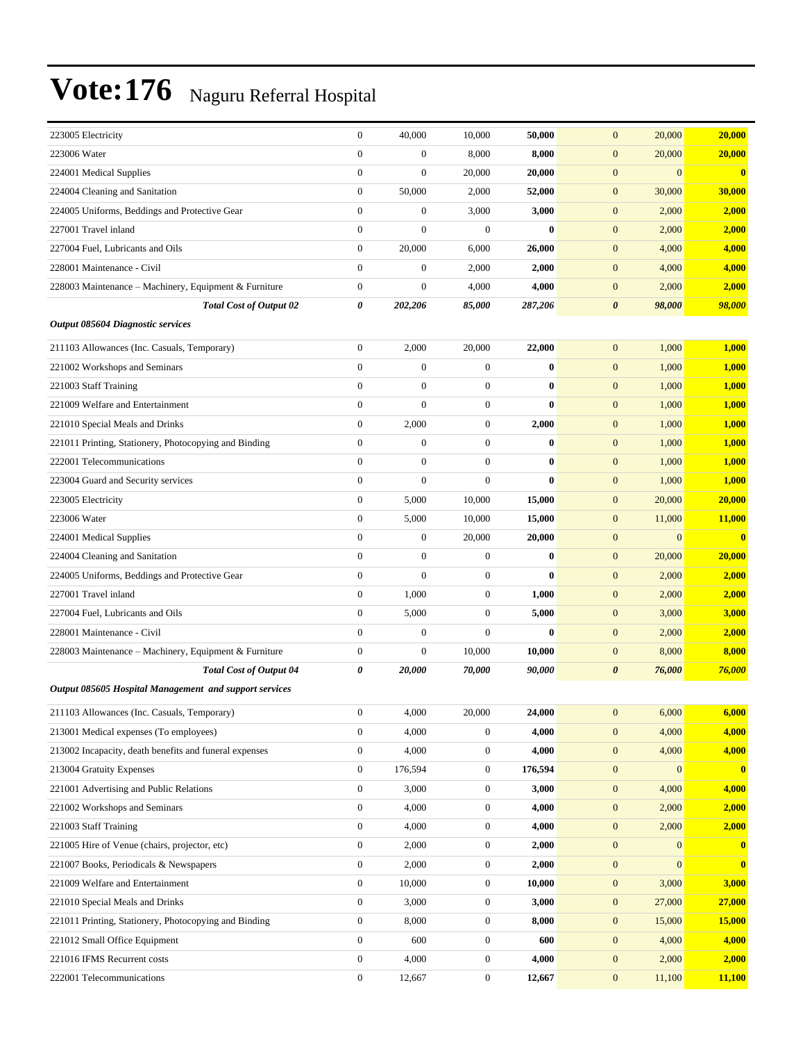# Vote:176 Naguru Referral Hospital

| | | | | | | | |
|---|---|---|---|---|---|---|---|
| 223005 Electricity | 0 | 40,000 | 10,000 | **50,000** | 0 | 20,000 | **20,000** |
| 223006 Water | 0 | 0 | 8,000 | **8,000** | 0 | 20,000 | **20,000** |
| 224001 Medical Supplies | 0 | 0 | 20,000 | **20,000** | 0 | 0 | **0** |
| 224004 Cleaning and Sanitation | 0 | 50,000 | 2,000 | **52,000** | 0 | 30,000 | **30,000** |
| 224005 Uniforms, Beddings and Protective Gear | 0 | 0 | 3,000 | **3,000** | 0 | 2,000 | **2,000** |
| 227001 Travel inland | 0 | 0 | 0 | **0** | 0 | 2,000 | **2,000** |
| 227004 Fuel, Lubricants and Oils | 0 | 20,000 | 6,000 | **26,000** | 0 | 4,000 | **4,000** |
| 228001 Maintenance - Civil | 0 | 0 | 2,000 | **2,000** | 0 | 4,000 | **4,000** |
| 228003 Maintenance – Machinery, Equipment & Furniture | 0 | 0 | 4,000 | **4,000** | 0 | 2,000 | **2,000** |
| ***Total Cost of Output 02*** | ***0*** | ***202,206*** | ***85,000*** | ***287,206*** | ***0*** | ***98,000*** | ***98,000*** |
| ***Output 085604 Diagnostic services*** | | | | | | | |
| 211103 Allowances (Inc. Casuals, Temporary) | 0 | 2,000 | 20,000 | **22,000** | 0 | 1,000 | **1,000** |
| 221002 Workshops and Seminars | 0 | 0 | 0 | **0** | 0 | 1,000 | **1,000** |
| 221003 Staff Training | 0 | 0 | 0 | **0** | 0 | 1,000 | **1,000** |
| 221009 Welfare and Entertainment | 0 | 0 | 0 | **0** | 0 | 1,000 | **1,000** |
| 221010 Special Meals and Drinks | 0 | 2,000 | 0 | **2,000** | 0 | 1,000 | **1,000** |
| 221011 Printing, Stationery, Photocopying and Binding | 0 | 0 | 0 | **0** | 0 | 1,000 | **1,000** |
| 222001 Telecommunications | 0 | 0 | 0 | **0** | 0 | 1,000 | **1,000** |
| 223004 Guard and Security services | 0 | 0 | 0 | **0** | 0 | 1,000 | **1,000** |
| 223005 Electricity | 0 | 5,000 | 10,000 | **15,000** | 0 | 20,000 | **20,000** |
| 223006 Water | 0 | 5,000 | 10,000 | **15,000** | 0 | 11,000 | **11,000** |
| 224001 Medical Supplies | 0 | 0 | 20,000 | **20,000** | 0 | 0 | **0** |
| 224004 Cleaning and Sanitation | 0 | 0 | 0 | **0** | 0 | 20,000 | **20,000** |
| 224005 Uniforms, Beddings and Protective Gear | 0 | 0 | 0 | **0** | 0 | 2,000 | **2,000** |
| 227001 Travel inland | 0 | 1,000 | 0 | **1,000** | 0 | 2,000 | **2,000** |
| 227004 Fuel, Lubricants and Oils | 0 | 5,000 | 0 | **5,000** | 0 | 3,000 | **3,000** |
| 228001 Maintenance - Civil | 0 | 0 | 0 | **0** | 0 | 2,000 | **2,000** |
| 228003 Maintenance – Machinery, Equipment & Furniture | 0 | 0 | 10,000 | **10,000** | 0 | 8,000 | **8,000** |
| ***Total Cost of Output 04*** | ***0*** | ***20,000*** | ***70,000*** | ***90,000*** | ***0*** | ***76,000*** | ***76,000*** |
| ***Output 085605 Hospital Management and support services*** | | | | | | | |
| 211103 Allowances (Inc. Casuals, Temporary) | 0 | 4,000 | 20,000 | **24,000** | 0 | 6,000 | **6,000** |
| 213001 Medical expenses (To employees) | 0 | 4,000 | 0 | **4,000** | 0 | 4,000 | **4,000** |
| 213002 Incapacity, death benefits and funeral expenses | 0 | 4,000 | 0 | **4,000** | 0 | 4,000 | **4,000** |
| 213004 Gratuity Expenses | 0 | 176,594 | 0 | **176,594** | 0 | 0 | **0** |
| 221001 Advertising and Public Relations | 0 | 3,000 | 0 | **3,000** | 0 | 4,000 | **4,000** |
| 221002 Workshops and Seminars | 0 | 4,000 | 0 | **4,000** | 0 | 2,000 | **2,000** |
| 221003 Staff Training | 0 | 4,000 | 0 | **4,000** | 0 | 2,000 | **2,000** |
| 221005 Hire of Venue (chairs, projector, etc) | 0 | 2,000 | 0 | **2,000** | 0 | 0 | **0** |
| 221007 Books, Periodicals & Newspapers | 0 | 2,000 | 0 | **2,000** | 0 | 0 | **0** |
| 221009 Welfare and Entertainment | 0 | 10,000 | 0 | **10,000** | 0 | 3,000 | **3,000** |
| 221010 Special Meals and Drinks | 0 | 3,000 | 0 | **3,000** | 0 | 27,000 | **27,000** |
| 221011 Printing, Stationery, Photocopying and Binding | 0 | 8,000 | 0 | **8,000** | 0 | 15,000 | **15,000** |
| 221012 Small Office Equipment | 0 | 600 | 0 | **600** | 0 | 4,000 | **4,000** |
| 221016 IFMS Recurrent costs | 0 | 4,000 | 0 | **4,000** | 0 | 2,000 | **2,000** |
| 222001 Telecommunications | 0 | 12,667 | 0 | **12,667** | 0 | 11,100 | **11,100** |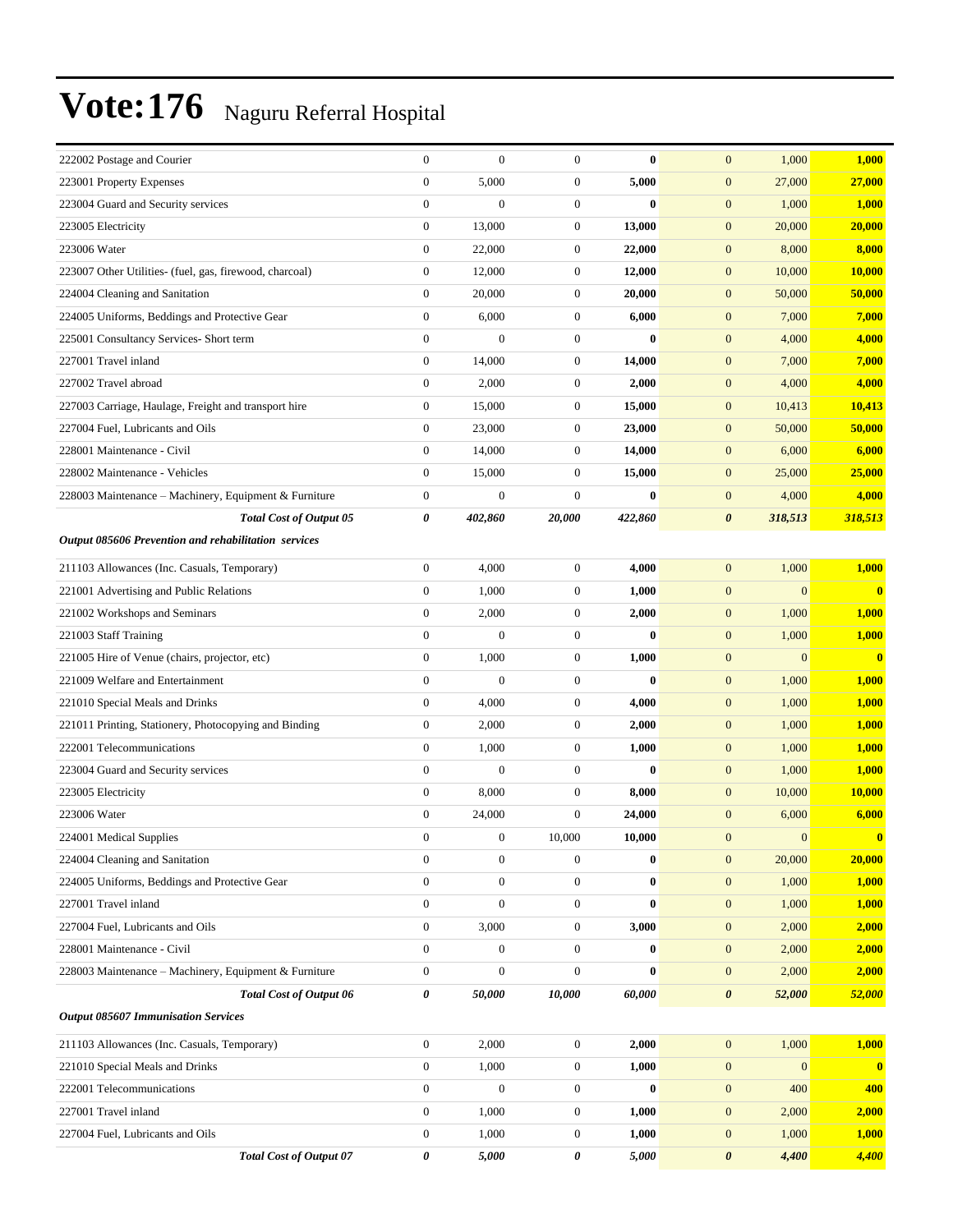# Vote:176 Naguru Referral Hospital

| | | | | | | | |
|---|---|---|---|---|---|---|---|
| 222002 Postage and Courier | 0 | 0 | 0 | **0** | 0 | 1,000 | **1,000** |
| 223001 Property Expenses | 0 | 5,000 | 0 | **5,000** | 0 | 27,000 | **27,000** |
| 223004 Guard and Security services | 0 | 0 | 0 | **0** | 0 | 1,000 | **1,000** |
| 223005 Electricity | 0 | 13,000 | 0 | **13,000** | 0 | 20,000 | **20,000** |
| 223006 Water | 0 | 22,000 | 0 | **22,000** | 0 | 8,000 | **8,000** |
| 223007 Other Utilities- (fuel, gas, firewood, charcoal) | 0 | 12,000 | 0 | **12,000** | 0 | 10,000 | **10,000** |
| 224004 Cleaning and Sanitation | 0 | 20,000 | 0 | **20,000** | 0 | 50,000 | **50,000** |
| 224005 Uniforms, Beddings and Protective Gear | 0 | 6,000 | 0 | **6,000** | 0 | 7,000 | **7,000** |
| 225001 Consultancy Services- Short term | 0 | 0 | 0 | **0** | 0 | 4,000 | **4,000** |
| 227001 Travel inland | 0 | 14,000 | 0 | **14,000** | 0 | 7,000 | **7,000** |
| 227002 Travel abroad | 0 | 2,000 | 0 | **2,000** | 0 | 4,000 | **4,000** |
| 227003 Carriage, Haulage, Freight and transport hire | 0 | 15,000 | 0 | **15,000** | 0 | 10,413 | **10,413** |
| 227004 Fuel, Lubricants and Oils | 0 | 23,000 | 0 | **23,000** | 0 | 50,000 | **50,000** |
| 228001 Maintenance - Civil | 0 | 14,000 | 0 | **14,000** | 0 | 6,000 | **6,000** |
| 228002 Maintenance - Vehicles | 0 | 15,000 | 0 | **15,000** | 0 | 25,000 | **25,000** |
| 228003 Maintenance – Machinery, Equipment & Furniture | 0 | 0 | 0 | **0** | 0 | 4,000 | **4,000** |
| ***Total Cost of Output 05*** | ***0*** | ***402,860*** | ***20,000*** | ***422,860*** | ***0*** | ***318,513*** | ***318,513*** |
| ***Output 085606 Prevention and rehabilitation services*** | | | | | | | |
| 211103 Allowances (Inc. Casuals, Temporary) | 0 | 4,000 | 0 | **4,000** | 0 | 1,000 | **1,000** |
| 221001 Advertising and Public Relations | 0 | 1,000 | 0 | **1,000** | 0 | 0 | **0** |
| 221002 Workshops and Seminars | 0 | 2,000 | 0 | **2,000** | 0 | 1,000 | **1,000** |
| 221003 Staff Training | 0 | 0 | 0 | **0** | 0 | 1,000 | **1,000** |
| 221005 Hire of Venue (chairs, projector, etc) | 0 | 1,000 | 0 | **1,000** | 0 | 0 | **0** |
| 221009 Welfare and Entertainment | 0 | 0 | 0 | **0** | 0 | 1,000 | **1,000** |
| 221010 Special Meals and Drinks | 0 | 4,000 | 0 | **4,000** | 0 | 1,000 | **1,000** |
| 221011 Printing, Stationery, Photocopying and Binding | 0 | 2,000 | 0 | **2,000** | 0 | 1,000 | **1,000** |
| 222001 Telecommunications | 0 | 1,000 | 0 | **1,000** | 0 | 1,000 | **1,000** |
| 223004 Guard and Security services | 0 | 0 | 0 | **0** | 0 | 1,000 | **1,000** |
| 223005 Electricity | 0 | 8,000 | 0 | **8,000** | 0 | 10,000 | **10,000** |
| 223006 Water | 0 | 24,000 | 0 | **24,000** | 0 | 6,000 | **6,000** |
| 224001 Medical Supplies | 0 | 0 | 10,000 | **10,000** | 0 | 0 | **0** |
| 224004 Cleaning and Sanitation | 0 | 0 | 0 | **0** | 0 | 20,000 | **20,000** |
| 224005 Uniforms, Beddings and Protective Gear | 0 | 0 | 0 | **0** | 0 | 1,000 | **1,000** |
| 227001 Travel inland | 0 | 0 | 0 | **0** | 0 | 1,000 | **1,000** |
| 227004 Fuel, Lubricants and Oils | 0 | 3,000 | 0 | **3,000** | 0 | 2,000 | **2,000** |
| 228001 Maintenance - Civil | 0 | 0 | 0 | **0** | 0 | 2,000 | **2,000** |
| 228003 Maintenance – Machinery, Equipment & Furniture | 0 | 0 | 0 | **0** | 0 | 2,000 | **2,000** |
| ***Total Cost of Output 06*** | ***0*** | ***50,000*** | ***10,000*** | ***60,000*** | ***0*** | ***52,000*** | ***52,000*** |
| ***Output 085607 Immunisation Services*** | | | | | | | |
| 211103 Allowances (Inc. Casuals, Temporary) | 0 | 2,000 | 0 | **2,000** | 0 | 1,000 | **1,000** |
| 221010 Special Meals and Drinks | 0 | 1,000 | 0 | **1,000** | 0 | 0 | **0** |
| 222001 Telecommunications | 0 | 0 | 0 | **0** | 0 | 400 | **400** |
| 227001 Travel inland | 0 | 1,000 | 0 | **1,000** | 0 | 2,000 | **2,000** |
| 227004 Fuel, Lubricants and Oils | 0 | 1,000 | 0 | **1,000** | 0 | 1,000 | **1,000** |
| ***Total Cost of Output 07*** | ***0*** | ***5,000*** | ***0*** | ***5,000*** | ***0*** | ***4,400*** | ***4,400*** |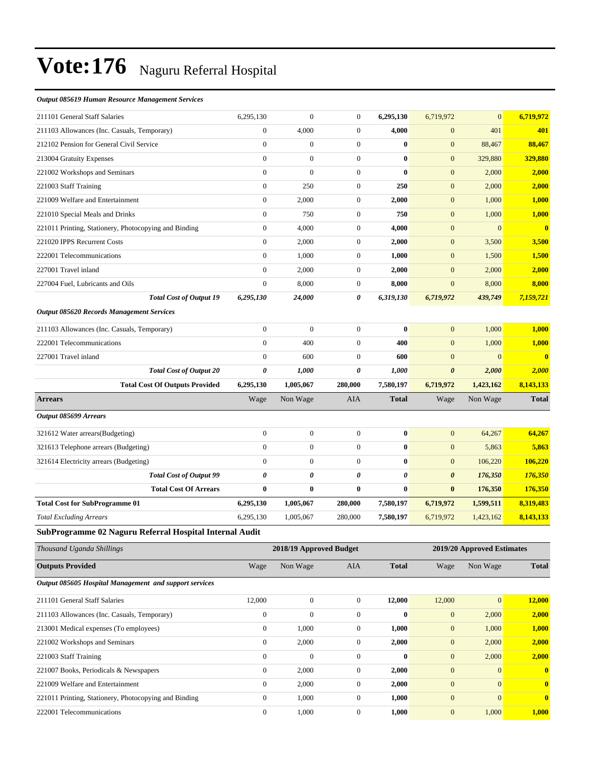# Vote:176 Naguru Referral Hospital

| *Output 085619 Human Resource Management Services* | | | | | | | |
|---|---|---|---|---|---|---|---|
| 211101 General Staff Salaries | 6,295,130 | 0 | 0 | **6,295,130** | 6,719,972 | 0 | **6,719,972** |
| 211103 Allowances (Inc. Casuals, Temporary) | 0 | 4,000 | 0 | **4,000** | 0 | 401 | **401** |
| 212102 Pension for General Civil Service | 0 | 0 | 0 | **0** | 0 | 88,467 | **88,467** |
| 213004 Gratuity Expenses | 0 | 0 | 0 | **0** | 0 | 329,880 | **329,880** |
| 221002 Workshops and Seminars | 0 | 0 | 0 | **0** | 0 | 2,000 | **2,000** |
| 221003 Staff Training | 0 | 250 | 0 | **250** | 0 | 2,000 | **2,000** |
| 221009 Welfare and Entertainment | 0 | 2,000 | 0 | **2,000** | 0 | 1,000 | **1,000** |
| 221010 Special Meals and Drinks | 0 | 750 | 0 | **750** | 0 | 1,000 | **1,000** |
| 221011 Printing, Stationery, Photocopying and Binding | 0 | 4,000 | 0 | **4,000** | 0 | 0 | **0** |
| 221020 IPPS Recurrent Costs | 0 | 2,000 | 0 | **2,000** | 0 | 3,500 | **3,500** |
| 222001 Telecommunications | 0 | 1,000 | 0 | **1,000** | 0 | 1,500 | **1,500** |
| 227001 Travel inland | 0 | 2,000 | 0 | **2,000** | 0 | 2,000 | **2,000** |
| 227004 Fuel, Lubricants and Oils | 0 | 8,000 | 0 | **8,000** | 0 | 8,000 | **8,000** |
| ***Total Cost of Output 19*** | ***6,295,130*** | ***24,000*** | ***0*** | ***6,319,130*** | ***6,719,972*** | ***439,749*** | ***7,159,721*** |
| ***Output 085620 Records Management Services*** | | | | | | | |
| 211103 Allowances (Inc. Casuals, Temporary) | 0 | 0 | 0 | **0** | 0 | 1,000 | **1,000** |
| 222001 Telecommunications | 0 | 400 | 0 | **400** | 0 | 1,000 | **1,000** |
| 227001 Travel inland | 0 | 600 | 0 | **600** | 0 | 0 | **0** |
| ***Total Cost of Output 20*** | ***0*** | ***1,000*** | ***0*** | ***1,000*** | ***0*** | ***2,000*** | ***2,000*** |
| **Total Cost Of Outputs Provided** | **6,295,130** | **1,005,067** | **280,000** | **7,580,197** | **6,719,972** | **1,423,162** | **8,143,133** |
| **Arrears** | Wage | Non Wage | AIA | **Total** | Wage | Non Wage | **Total** |
| ***Output 085699 Arrears*** | | | | | | | |
| 321612 Water arrears(Budgeting) | 0 | 0 | 0 | **0** | 0 | 64,267 | **64,267** |
| 321613 Telephone arrears (Budgeting) | 0 | 0 | 0 | **0** | 0 | 5,863 | **5,863** |
| 321614 Electricity arrears (Budgeting) | 0 | 0 | 0 | **0** | 0 | 106,220 | **106,220** |
| ***Total Cost of Output 99*** | ***0*** | ***0*** | ***0*** | ***0*** | ***0*** | ***176,350*** | ***176,350*** |
| **Total Cost Of Arrears** | **0** | **0** | **0** | **0** | **0** | **176,350** | **176,350** |
| **Total Cost for SubProgramme 01** | **6,295,130** | **1,005,067** | **280,000** | **7,580,197** | **6,719,972** | **1,599,511** | **8,319,483** |
| *Total Excluding Arrears* | 6,295,130 | 1,005,067 | 280,000 | **7,580,197** | 6,719,972 | 1,423,162 | **8,143,133** |

## SubProgramme 02 Naguru Referral Hospital Internal Audit

| *Thousand Uganda Shillings* | 2018/19 Approved Budget | | | | 2019/20 Approved Estimates | | |
|---|---|---|---|---|---|---|---|
| **Outputs Provided** | Wage | Non Wage | AIA | **Total** | Wage | Non Wage | **Total** |
| ***Output 085605 Hospital Management and support services*** | | | | | | | |
| 211101 General Staff Salaries | 12,000 | 0 | 0 | **12,000** | 12,000 | 0 | **12,000** |
| 211103 Allowances (Inc. Casuals, Temporary) | 0 | 0 | 0 | **0** | 0 | 2,000 | **2,000** |
| 213001 Medical expenses (To employees) | 0 | 1,000 | 0 | **1,000** | 0 | 1,000 | **1,000** |
| 221002 Workshops and Seminars | 0 | 2,000 | 0 | **2,000** | 0 | 2,000 | **2,000** |
| 221003 Staff Training | 0 | 0 | 0 | **0** | 0 | 2,000 | **2,000** |
| 221007 Books, Periodicals & Newspapers | 0 | 2,000 | 0 | **2,000** | 0 | 0 | **0** |
| 221009 Welfare and Entertainment | 0 | 2,000 | 0 | **2,000** | 0 | 0 | **0** |
| 221011 Printing, Stationery, Photocopying and Binding | 0 | 1,000 | 0 | **1,000** | 0 | 0 | **0** |
| 222001 Telecommunications | 0 | 1,000 | 0 | **1,000** | 0 | 1,000 | **1,000** |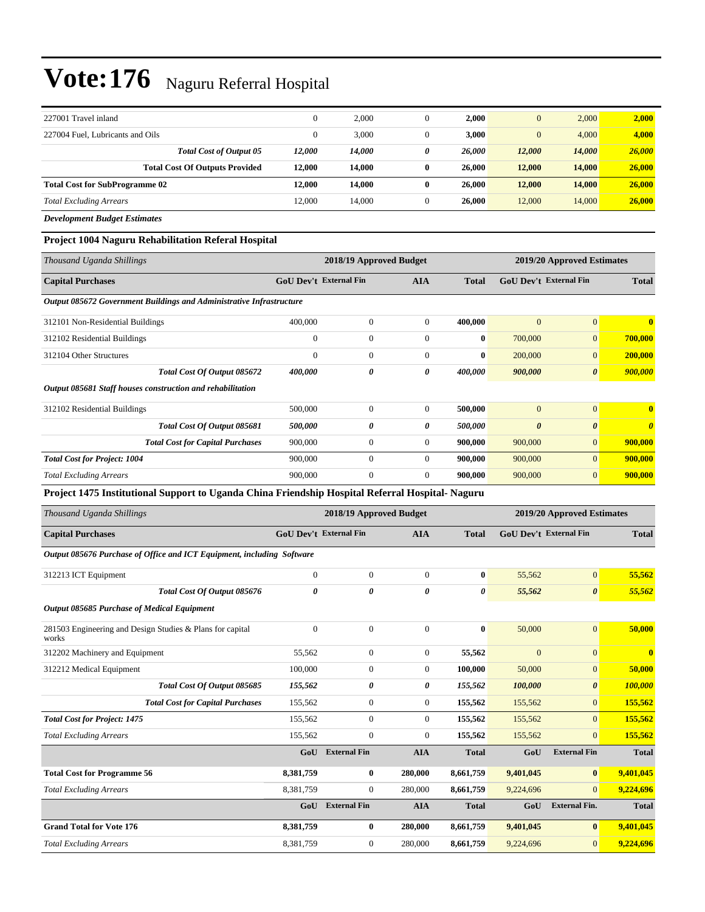# Vote:176 Naguru Referral Hospital

| | | | | | | | |
|---|---|---|---|---|---|---|---|
| 227001 Travel inland | 0 | 2,000 | 0 | **2,000** | 0 | 2,000 | **2,000** |
| 227004 Fuel, Lubricants and Oils | 0 | 3,000 | 0 | **3,000** | 0 | 4,000 | **4,000** |
| ***Total Cost of Output 05*** | ***12,000*** | ***14,000*** | ***0*** | ***26,000*** | ***12,000*** | ***14,000*** | ***26,000*** |
| **Total Cost Of Outputs Provided** | **12,000** | **14,000** | **0** | **26,000** | **12,000** | **14,000** | **26,000** |
| **Total Cost for SubProgramme 02** | **12,000** | **14,000** | **0** | **26,000** | **12,000** | **14,000** | **26,000** |
| *Total Excluding Arrears* | 12,000 | 14,000 | 0 | **26,000** | 12,000 | 14,000 | **26,000** |

***Development Budget Estimates***

### Project 1004 Naguru Rehabilitation Referal Hospital

| *Thousand Uganda Shillings* | 2018/19 Approved Budget | | | | 2019/20 Approved Estimates | | |
|---|---|---|---|---|---|---|---|
| **Capital Purchases** | **GoU Dev't** | **External Fin** | **AIA** | **Total** | **GoU Dev't** | **External Fin** | **Total** |
| ***Output 085672 Government Buildings and Administrative Infrastructure*** | | | | | | | |
| 312101 Non-Residential Buildings | 400,000 | 0 | 0 | **400,000** | 0 | 0 | **0** |
| 312102 Residential Buildings | 0 | 0 | 0 | **0** | 700,000 | 0 | **700,000** |
| 312104 Other Structures | 0 | 0 | 0 | **0** | 200,000 | 0 | **200,000** |
| ***Total Cost Of Output 085672*** | ***400,000*** | ***0*** | ***0*** | ***400,000*** | ***900,000*** | ***0*** | ***900,000*** |
| ***Output 085681 Staff houses construction and rehabilitation*** | | | | | | | |
| 312102 Residential Buildings | 500,000 | 0 | 0 | **500,000** | 0 | 0 | **0** |
| ***Total Cost Of Output 085681*** | ***500,000*** | ***0*** | ***0*** | ***500,000*** | ***0*** | ***0*** | ***0*** |
| ***Total Cost for Capital Purchases*** | 900,000 | 0 | 0 | **900,000** | 900,000 | 0 | **900,000** |
| ***Total Cost for Project: 1004*** | 900,000 | 0 | 0 | **900,000** | 900,000 | 0 | **900,000** |
| *Total Excluding Arrears* | 900,000 | 0 | 0 | **900,000** | 900,000 | 0 | **900,000** |

### Project 1475 Institutional Support to Uganda China Friendship Hospital Referral Hospital- Naguru

| *Thousand Uganda Shillings* | 2018/19 Approved Budget | | | | 2019/20 Approved Estimates | | |
|---|---|---|---|---|---|---|---|
| **Capital Purchases** | **GoU Dev't** | **External Fin** | **AIA** | **Total** | **GoU Dev't** | **External Fin** | **Total** |
| ***Output 085676 Purchase of Office and ICT Equipment, including Software*** | | | | | | | |
| 312213 ICT Equipment | 0 | 0 | 0 | **0** | 55,562 | 0 | **55,562** |
| ***Total Cost Of Output 085676*** | ***0*** | ***0*** | ***0*** | ***0*** | ***55,562*** | ***0*** | ***55,562*** |
| ***Output 085685 Purchase of Medical Equipment*** | | | | | | | |
| 281503 Engineering and Design Studies & Plans for capital works | 0 | 0 | 0 | **0** | 50,000 | 0 | **50,000** |
| 312202 Machinery and Equipment | 55,562 | 0 | 0 | **55,562** | 0 | 0 | **0** |
| 312212 Medical Equipment | 100,000 | 0 | 0 | **100,000** | 50,000 | 0 | **50,000** |
| ***Total Cost Of Output 085685*** | ***155,562*** | ***0*** | ***0*** | ***155,562*** | ***100,000*** | ***0*** | ***100,000*** |
| ***Total Cost for Capital Purchases*** | 155,562 | 0 | 0 | **155,562** | 155,562 | 0 | **155,562** |
| ***Total Cost for Project: 1475*** | 155,562 | 0 | 0 | **155,562** | 155,562 | 0 | **155,562** |
| *Total Excluding Arrears* | 155,562 | 0 | 0 | **155,562** | 155,562 | 0 | **155,562** |
| | **GoU** | **External Fin** | **AIA** | **Total** | **GoU** | **External Fin** | **Total** |
| **Total Cost for Programme 56** | **8,381,759** | **0** | **280,000** | **8,661,759** | **9,401,045** | **0** | **9,401,045** |
| *Total Excluding Arrears* | 8,381,759 | 0 | 280,000 | **8,661,759** | 9,224,696 | 0 | **9,224,696** |
| | **GoU** | **External Fin** | **AIA** | **Total** | **GoU** | **External Fin.** | **Total** |
| **Grand Total for Vote 176** | **8,381,759** | **0** | **280,000** | **8,661,759** | **9,401,045** | **0** | **9,401,045** |
| *Total Excluding Arrears* | 8,381,759 | 0 | 280,000 | **8,661,759** | 9,224,696 | 0 | **9,224,696** |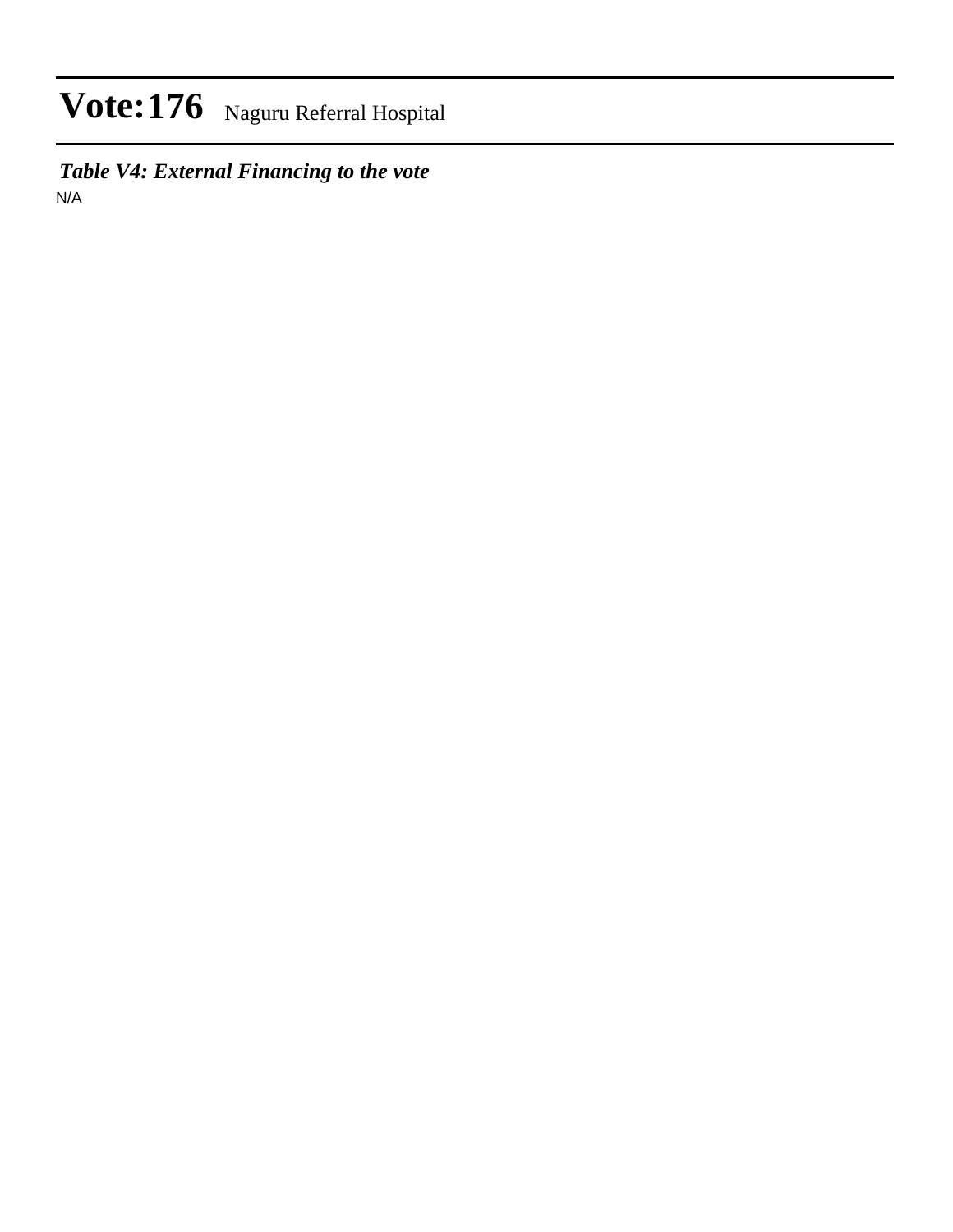# Vote:176 Naguru Referral Hospital

***Table V4: External Financing to the vote***

N/A